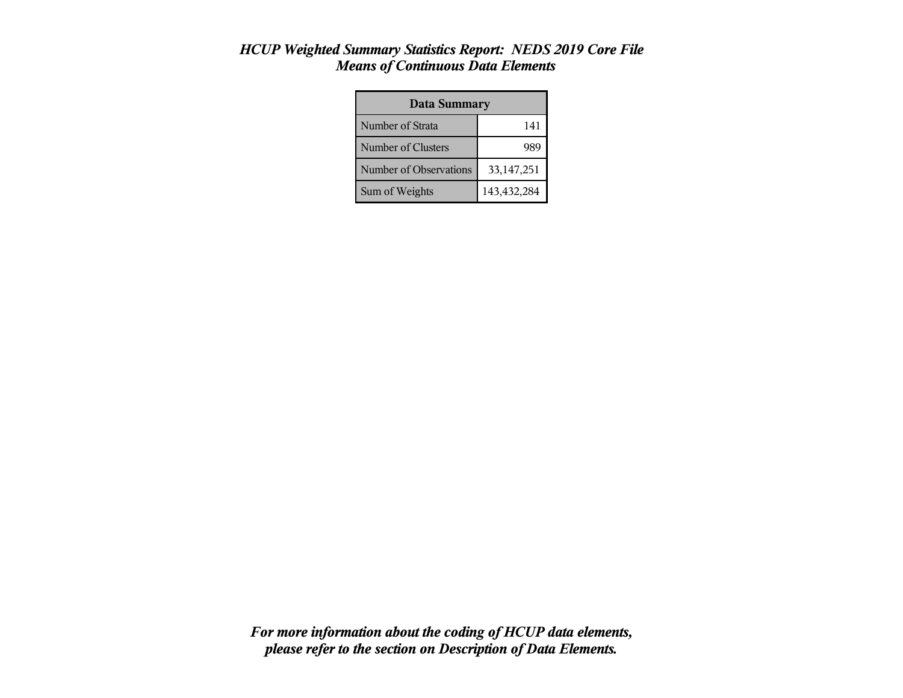# *HCUP Weighted Summary Statistics Report: NEDS 2019 Core File*
## *Means of Continuous Data Elements*

| Data Summary | |
|---|---|
| Number of Strata | 141 |
| Number of Clusters | 989 |
| Number of Observations | 33,147,251 |
| Sum of Weights | 143,432,284 |

***For more information about the coding of HCUP data elements, please refer to the section on Description of Data Elements.***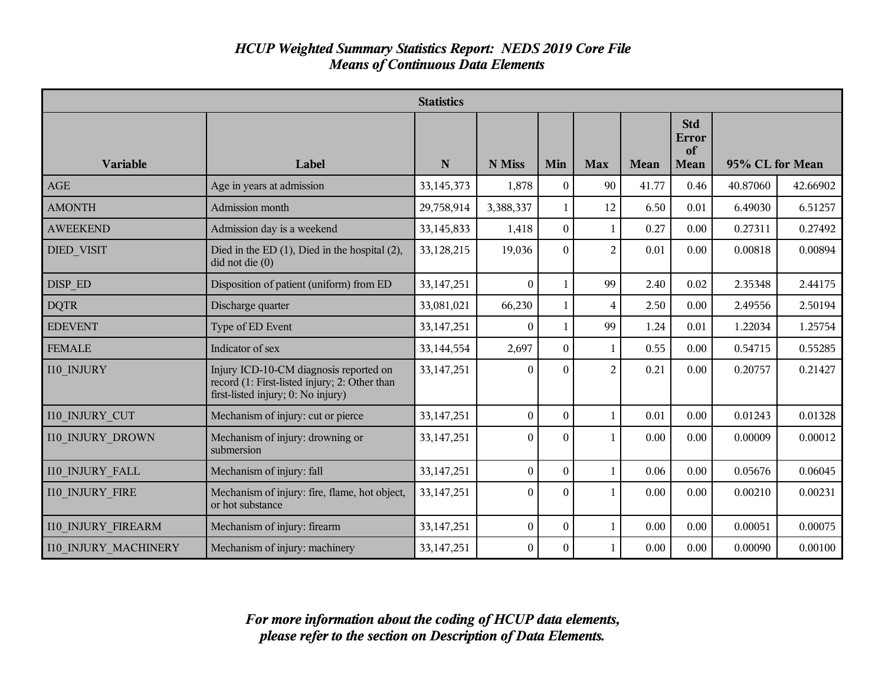# *HCUP Weighted Summary Statistics Report: NEDS 2019 Core File*
## *Means of Continuous Data Elements*

| Statistics | | | | | | | | | |
|---|---|---|---|---|---|---|---|---|---|
| **Variable** | **Label** | **N** | **N Miss** | **Min** | **Max** | **Mean** | **Std Error of Mean** | **95% CL for Mean** | |
| AGE | Age in years at admission | 33,145,373 | 1,878 | 0 | 90 | 41.77 | 0.46 | 40.87060 | 42.66902 |
| AMONTH | Admission month | 29,758,914 | 3,388,337 | 1 | 12 | 6.50 | 0.01 | 6.49030 | 6.51257 |
| AWEEKEND | Admission day is a weekend | 33,145,833 | 1,418 | 0 | 1 | 0.27 | 0.00 | 0.27311 | 0.27492 |
| DIED_VISIT | Died in the ED (1), Died in the hospital (2), did not die (0) | 33,128,215 | 19,036 | 0 | 2 | 0.01 | 0.00 | 0.00818 | 0.00894 |
| DISP_ED | Disposition of patient (uniform) from ED | 33,147,251 | 0 | 1 | 99 | 2.40 | 0.02 | 2.35348 | 2.44175 |
| DQTR | Discharge quarter | 33,081,021 | 66,230 | 1 | 4 | 2.50 | 0.00 | 2.49556 | 2.50194 |
| EDEVENT | Type of ED Event | 33,147,251 | 0 | 1 | 99 | 1.24 | 0.01 | 1.22034 | 1.25754 |
| FEMALE | Indicator of sex | 33,144,554 | 2,697 | 0 | 1 | 0.55 | 0.00 | 0.54715 | 0.55285 |
| I10_INJURY | Injury ICD-10-CM diagnosis reported on record (1: First-listed injury; 2: Other than first-listed injury; 0: No injury) | 33,147,251 | 0 | 0 | 2 | 0.21 | 0.00 | 0.20757 | 0.21427 |
| I10_INJURY_CUT | Mechanism of injury: cut or pierce | 33,147,251 | 0 | 0 | 1 | 0.01 | 0.00 | 0.01243 | 0.01328 |
| I10_INJURY_DROWN | Mechanism of injury: drowning or submersion | 33,147,251 | 0 | 0 | 1 | 0.00 | 0.00 | 0.00009 | 0.00012 |
| I10_INJURY_FALL | Mechanism of injury: fall | 33,147,251 | 0 | 0 | 1 | 0.06 | 0.00 | 0.05676 | 0.06045 |
| I10_INJURY_FIRE | Mechanism of injury: fire, flame, hot object, or hot substance | 33,147,251 | 0 | 0 | 1 | 0.00 | 0.00 | 0.00210 | 0.00231 |
| I10_INJURY_FIREARM | Mechanism of injury: firearm | 33,147,251 | 0 | 0 | 1 | 0.00 | 0.00 | 0.00051 | 0.00075 |
| I10_INJURY_MACHINERY | Mechanism of injury: machinery | 33,147,251 | 0 | 0 | 1 | 0.00 | 0.00 | 0.00090 | 0.00100 |

***For more information about the coding of HCUP data elements, please refer to the section on Description of Data Elements.***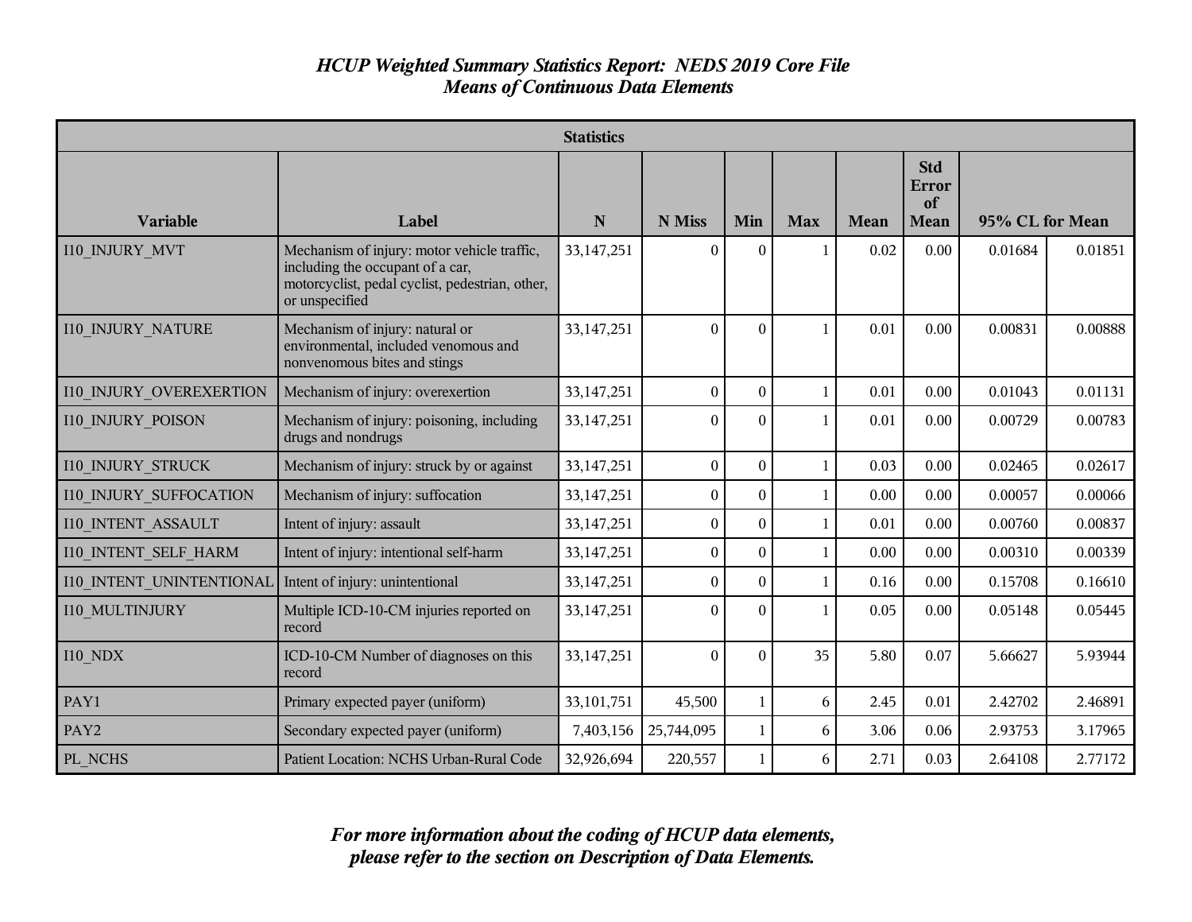# *HCUP Weighted Summary Statistics Report: NEDS 2019 Core File*
## *Means of Continuous Data Elements*

| Statistics | | | | | | | | | |
|---|---|---|---|---|---|---|---|---|---|
| **Variable** | **Label** | **N** | **N Miss** | **Min** | **Max** | **Mean** | **Std Error of Mean** | **95% CL for Mean** | |
| I10_INJURY_MVT | Mechanism of injury: motor vehicle traffic, including the occupant of a car, motorcyclist, pedal cyclist, pedestrian, other, or unspecified | 33,147,251 | 0 | 0 | 1 | 0.02 | 0.00 | 0.01684 | 0.01851 |
| I10_INJURY_NATURE | Mechanism of injury: natural or environmental, included venomous and nonvenomous bites and stings | 33,147,251 | 0 | 0 | 1 | 0.01 | 0.00 | 0.00831 | 0.00888 |
| I10_INJURY_OVEREXERTION | Mechanism of injury: overexertion | 33,147,251 | 0 | 0 | 1 | 0.01 | 0.00 | 0.01043 | 0.01131 |
| I10_INJURY_POISON | Mechanism of injury: poisoning, including drugs and nondrugs | 33,147,251 | 0 | 0 | 1 | 0.01 | 0.00 | 0.00729 | 0.00783 |
| I10_INJURY_STRUCK | Mechanism of injury: struck by or against | 33,147,251 | 0 | 0 | 1 | 0.03 | 0.00 | 0.02465 | 0.02617 |
| I10_INJURY_SUFFOCATION | Mechanism of injury: suffocation | 33,147,251 | 0 | 0 | 1 | 0.00 | 0.00 | 0.00057 | 0.00066 |
| I10_INTENT_ASSAULT | Intent of injury: assault | 33,147,251 | 0 | 0 | 1 | 0.01 | 0.00 | 0.00760 | 0.00837 |
| I10_INTENT_SELF_HARM | Intent of injury: intentional self-harm | 33,147,251 | 0 | 0 | 1 | 0.00 | 0.00 | 0.00310 | 0.00339 |
| I10_INTENT_UNINTENTIONAL | Intent of injury: unintentional | 33,147,251 | 0 | 0 | 1 | 0.16 | 0.00 | 0.15708 | 0.16610 |
| I10_MULTINJURY | Multiple ICD-10-CM injuries reported on record | 33,147,251 | 0 | 0 | 1 | 0.05 | 0.00 | 0.05148 | 0.05445 |
| I10_NDX | ICD-10-CM Number of diagnoses on this record | 33,147,251 | 0 | 0 | 35 | 5.80 | 0.07 | 5.66627 | 5.93944 |
| PAY1 | Primary expected payer (uniform) | 33,101,751 | 45,500 | 1 | 6 | 2.45 | 0.01 | 2.42702 | 2.46891 |
| PAY2 | Secondary expected payer (uniform) | 7,403,156 | 25,744,095 | 1 | 6 | 3.06 | 0.06 | 2.93753 | 3.17965 |
| PL_NCHS | Patient Location: NCHS Urban-Rural Code | 32,926,694 | 220,557 | 1 | 6 | 2.71 | 0.03 | 2.64108 | 2.77172 |

***For more information about the coding of HCUP data elements, please refer to the section on Description of Data Elements.***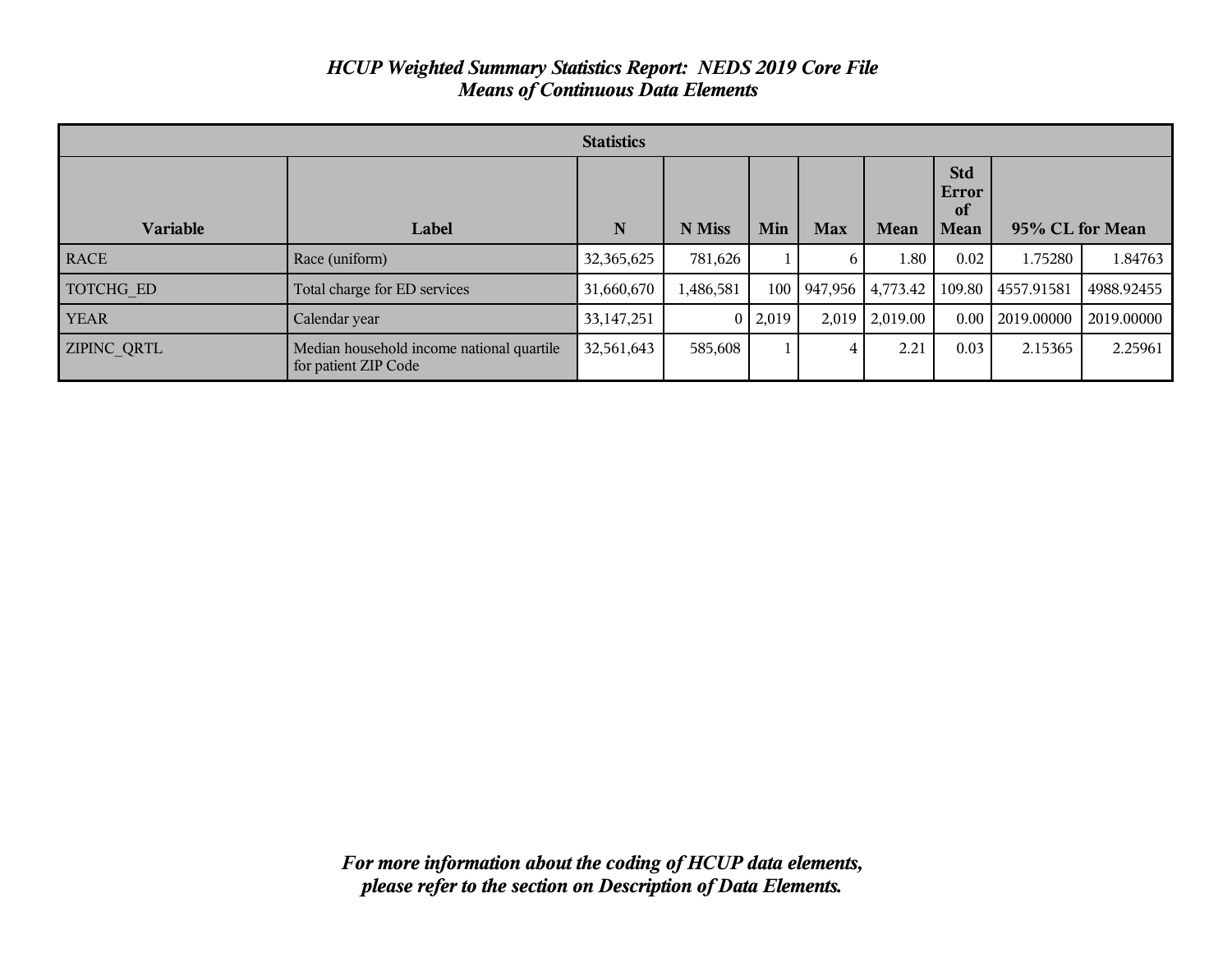# *HCUP Weighted Summary Statistics Report: NEDS 2019 Core File*
## *Means of Continuous Data Elements*

| Statistics | | | | | | | | | |
|---|---|---|---|---|---|---|---|---|---|
| **Variable** | **Label** | **N** | **N Miss** | **Min** | **Max** | **Mean** | **Std Error of Mean** | **95% CL for Mean** | |
| RACE | Race (uniform) | 32,365,625 | 781,626 | 1 | 6 | 1.80 | 0.02 | 1.75280 | 1.84763 |
| TOTCHG_ED | Total charge for ED services | 31,660,670 | 1,486,581 | 100 | 947,956 | 4,773.42 | 109.80 | 4557.91581 | 4988.92455 |
| YEAR | Calendar year | 33,147,251 | 0 | 2,019 | 2,019 | 2,019.00 | 0.00 | 2019.00000 | 2019.00000 |
| ZIPINC_QRTL | Median household income national quartile for patient ZIP Code | 32,561,643 | 585,608 | 1 | 4 | 2.21 | 0.03 | 2.15365 | 2.25961 |

***For more information about the coding of HCUP data elements, please refer to the section on Description of Data Elements.***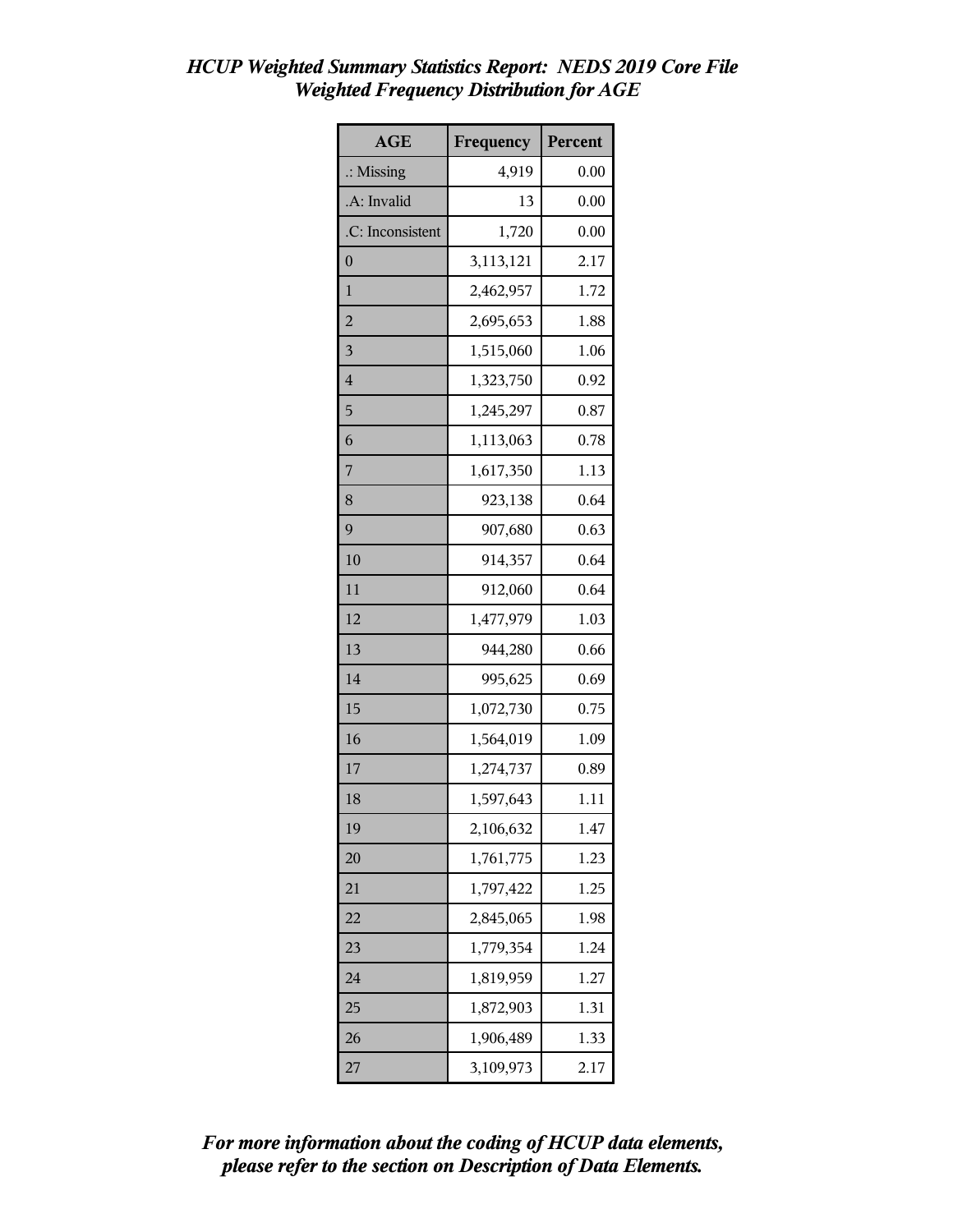# *HCUP Weighted Summary Statistics Report: NEDS 2019 Core File*
## *Weighted Frequency Distribution for AGE*

| AGE | Frequency | Percent |
|---|---|---|
| .: Missing | 4,919 | 0.00 |
| .A: Invalid | 13 | 0.00 |
| .C: Inconsistent | 1,720 | 0.00 |
| 0 | 3,113,121 | 2.17 |
| 1 | 2,462,957 | 1.72 |
| 2 | 2,695,653 | 1.88 |
| 3 | 1,515,060 | 1.06 |
| 4 | 1,323,750 | 0.92 |
| 5 | 1,245,297 | 0.87 |
| 6 | 1,113,063 | 0.78 |
| 7 | 1,617,350 | 1.13 |
| 8 | 923,138 | 0.64 |
| 9 | 907,680 | 0.63 |
| 10 | 914,357 | 0.64 |
| 11 | 912,060 | 0.64 |
| 12 | 1,477,979 | 1.03 |
| 13 | 944,280 | 0.66 |
| 14 | 995,625 | 0.69 |
| 15 | 1,072,730 | 0.75 |
| 16 | 1,564,019 | 1.09 |
| 17 | 1,274,737 | 0.89 |
| 18 | 1,597,643 | 1.11 |
| 19 | 2,106,632 | 1.47 |
| 20 | 1,761,775 | 1.23 |
| 21 | 1,797,422 | 1.25 |
| 22 | 2,845,065 | 1.98 |
| 23 | 1,779,354 | 1.24 |
| 24 | 1,819,959 | 1.27 |
| 25 | 1,872,903 | 1.31 |
| 26 | 1,906,489 | 1.33 |
| 27 | 3,109,973 | 2.17 |

***For more information about the coding of HCUP data elements, please refer to the section on Description of Data Elements.***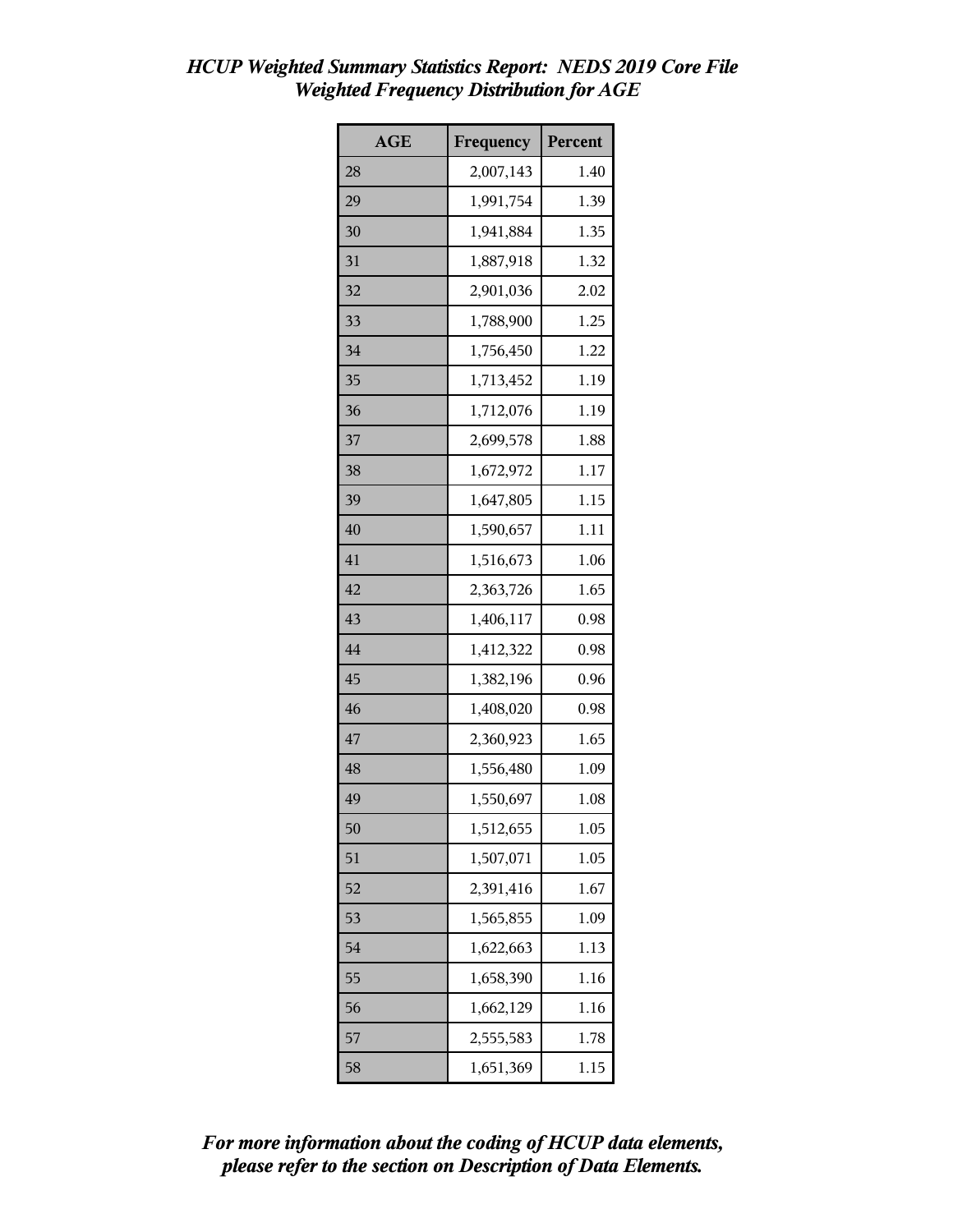# *HCUP Weighted Summary Statistics Report: NEDS 2019 Core File*
## *Weighted Frequency Distribution for AGE*

| AGE | Frequency | Percent |
|---|---|---|
| 28 | 2,007,143 | 1.40 |
| 29 | 1,991,754 | 1.39 |
| 30 | 1,941,884 | 1.35 |
| 31 | 1,887,918 | 1.32 |
| 32 | 2,901,036 | 2.02 |
| 33 | 1,788,900 | 1.25 |
| 34 | 1,756,450 | 1.22 |
| 35 | 1,713,452 | 1.19 |
| 36 | 1,712,076 | 1.19 |
| 37 | 2,699,578 | 1.88 |
| 38 | 1,672,972 | 1.17 |
| 39 | 1,647,805 | 1.15 |
| 40 | 1,590,657 | 1.11 |
| 41 | 1,516,673 | 1.06 |
| 42 | 2,363,726 | 1.65 |
| 43 | 1,406,117 | 0.98 |
| 44 | 1,412,322 | 0.98 |
| 45 | 1,382,196 | 0.96 |
| 46 | 1,408,020 | 0.98 |
| 47 | 2,360,923 | 1.65 |
| 48 | 1,556,480 | 1.09 |
| 49 | 1,550,697 | 1.08 |
| 50 | 1,512,655 | 1.05 |
| 51 | 1,507,071 | 1.05 |
| 52 | 2,391,416 | 1.67 |
| 53 | 1,565,855 | 1.09 |
| 54 | 1,622,663 | 1.13 |
| 55 | 1,658,390 | 1.16 |
| 56 | 1,662,129 | 1.16 |
| 57 | 2,555,583 | 1.78 |
| 58 | 1,651,369 | 1.15 |

***For more information about the coding of HCUP data elements, please refer to the section on Description of Data Elements.***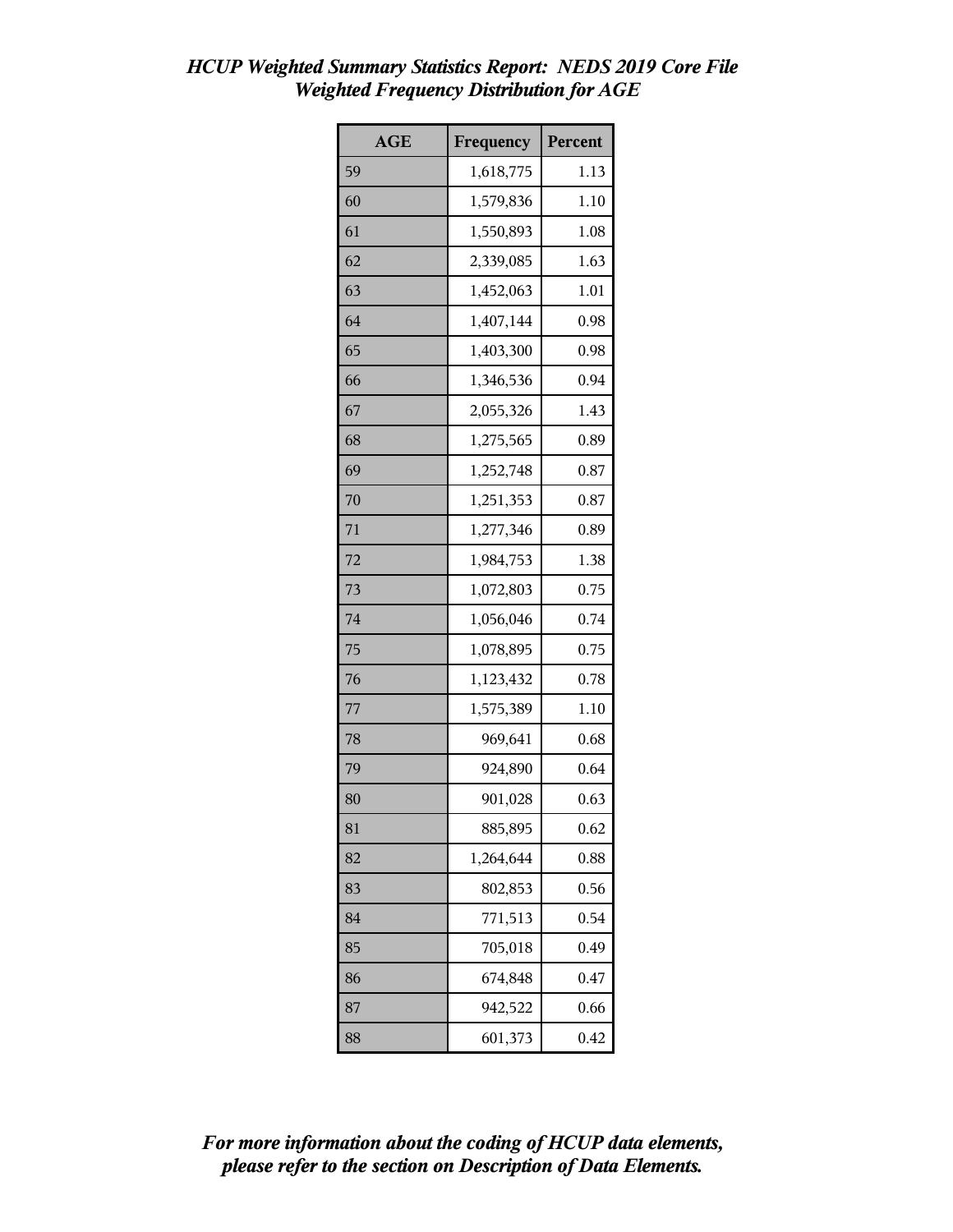# *HCUP Weighted Summary Statistics Report: NEDS 2019 Core File*
## *Weighted Frequency Distribution for AGE*

| AGE | Frequency | Percent |
|---|---|---|
| 59 | 1,618,775 | 1.13 |
| 60 | 1,579,836 | 1.10 |
| 61 | 1,550,893 | 1.08 |
| 62 | 2,339,085 | 1.63 |
| 63 | 1,452,063 | 1.01 |
| 64 | 1,407,144 | 0.98 |
| 65 | 1,403,300 | 0.98 |
| 66 | 1,346,536 | 0.94 |
| 67 | 2,055,326 | 1.43 |
| 68 | 1,275,565 | 0.89 |
| 69 | 1,252,748 | 0.87 |
| 70 | 1,251,353 | 0.87 |
| 71 | 1,277,346 | 0.89 |
| 72 | 1,984,753 | 1.38 |
| 73 | 1,072,803 | 0.75 |
| 74 | 1,056,046 | 0.74 |
| 75 | 1,078,895 | 0.75 |
| 76 | 1,123,432 | 0.78 |
| 77 | 1,575,389 | 1.10 |
| 78 | 969,641 | 0.68 |
| 79 | 924,890 | 0.64 |
| 80 | 901,028 | 0.63 |
| 81 | 885,895 | 0.62 |
| 82 | 1,264,644 | 0.88 |
| 83 | 802,853 | 0.56 |
| 84 | 771,513 | 0.54 |
| 85 | 705,018 | 0.49 |
| 86 | 674,848 | 0.47 |
| 87 | 942,522 | 0.66 |
| 88 | 601,373 | 0.42 |

***For more information about the coding of HCUP data elements, please refer to the section on Description of Data Elements.***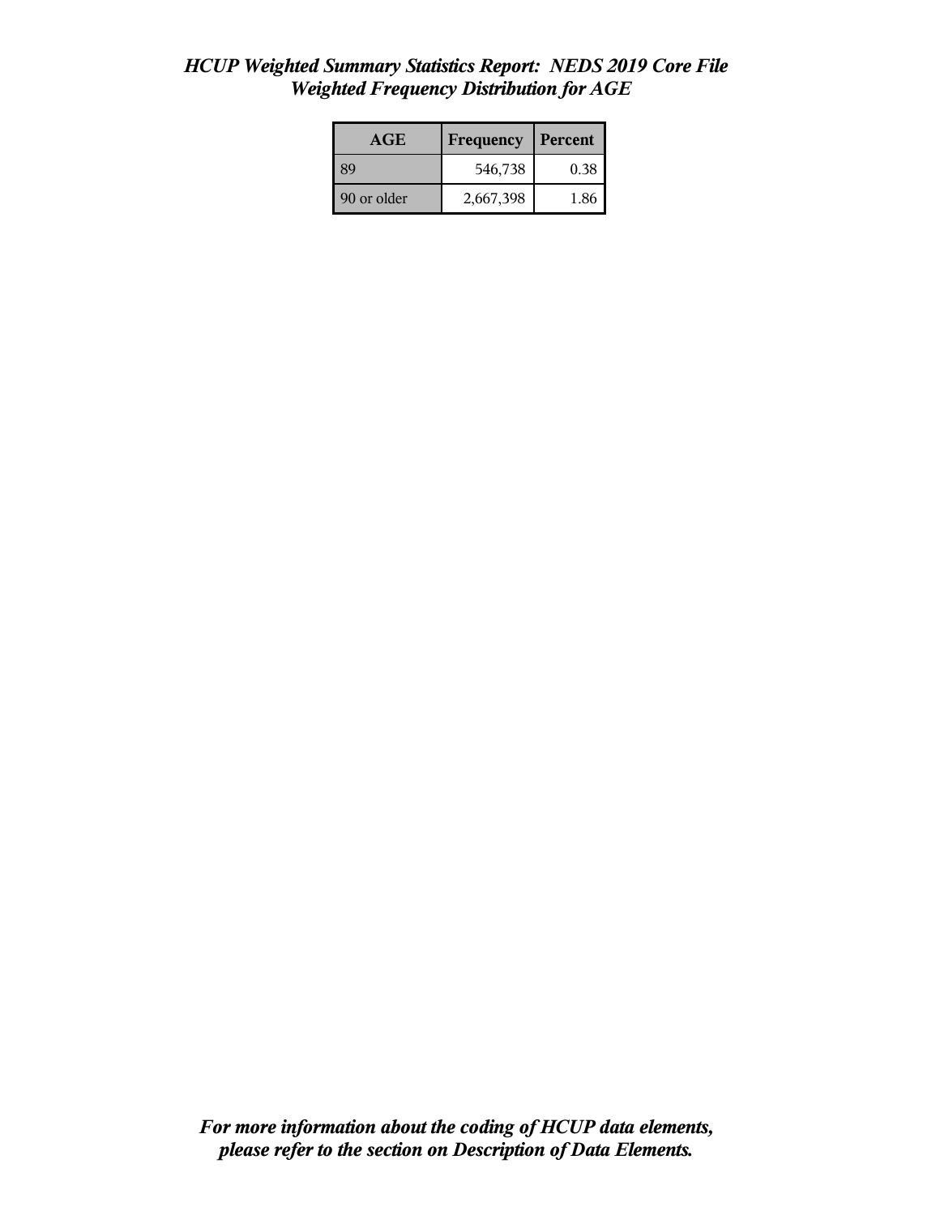*HCUP Weighted Summary Statistics Report: NEDS 2019 Core File*
*Weighted Frequency Distribution for AGE*

| AGE | Frequency | Percent |
|---|---|---|
| 89 | 546,738 | 0.38 |
| 90 or older | 2,667,398 | 1.86 |

***For more information about the coding of HCUP data elements, please refer to the section on Description of Data Elements.***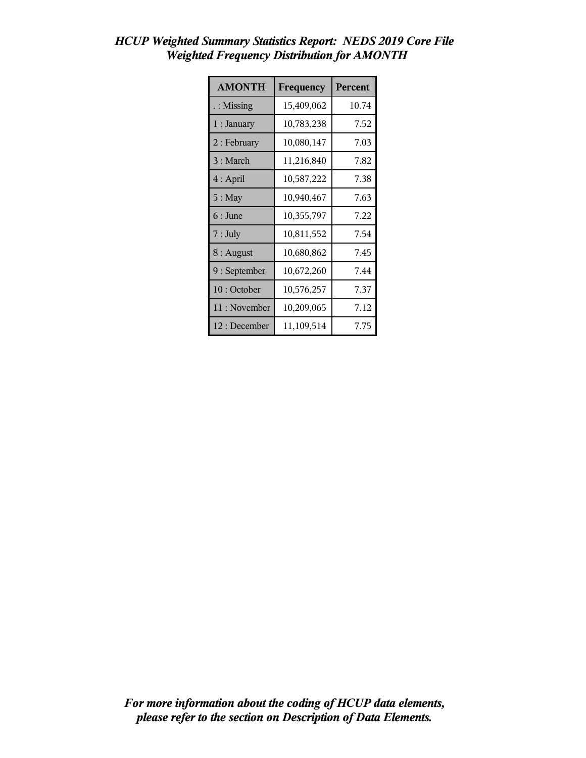*HCUP Weighted Summary Statistics Report: NEDS 2019 Core File*
*Weighted Frequency Distribution for AMONTH*

| AMONTH | Frequency | Percent |
|---|---|---|
| . : Missing | 15,409,062 | 10.74 |
| 1 : January | 10,783,238 | 7.52 |
| 2 : February | 10,080,147 | 7.03 |
| 3 : March | 11,216,840 | 7.82 |
| 4 : April | 10,587,222 | 7.38 |
| 5 : May | 10,940,467 | 7.63 |
| 6 : June | 10,355,797 | 7.22 |
| 7 : July | 10,811,552 | 7.54 |
| 8 : August | 10,680,862 | 7.45 |
| 9 : September | 10,672,260 | 7.44 |
| 10 : October | 10,576,257 | 7.37 |
| 11 : November | 10,209,065 | 7.12 |
| 12 : December | 11,109,514 | 7.75 |

*For more information about the coding of HCUP data elements, please refer to the section on Description of Data Elements.*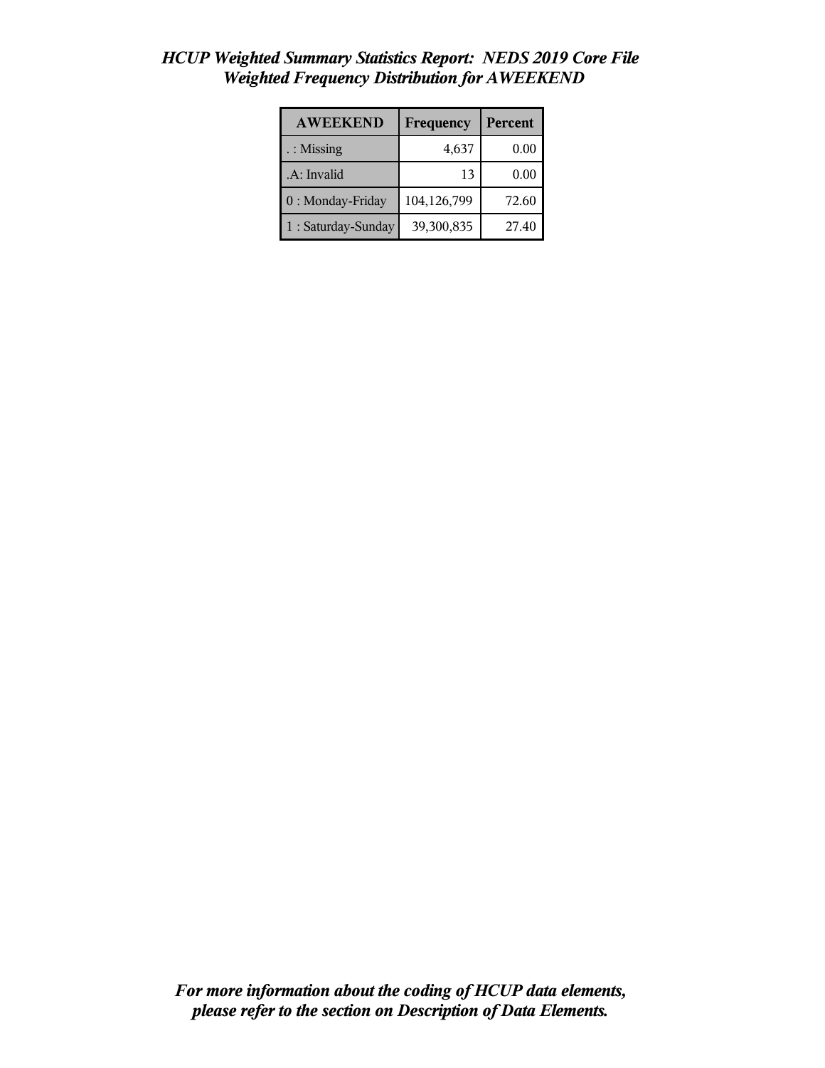*HCUP Weighted Summary Statistics Report: NEDS 2019 Core File*
*Weighted Frequency Distribution for AWEEKEND*

| AWEEKEND | Frequency | Percent |
|---|---|---|
| . : Missing | 4,637 | 0.00 |
| .A: Invalid | 13 | 0.00 |
| 0 : Monday-Friday | 104,126,799 | 72.60 |
| 1 : Saturday-Sunday | 39,300,835 | 27.40 |

***For more information about the coding of HCUP data elements, please refer to the section on Description of Data Elements.***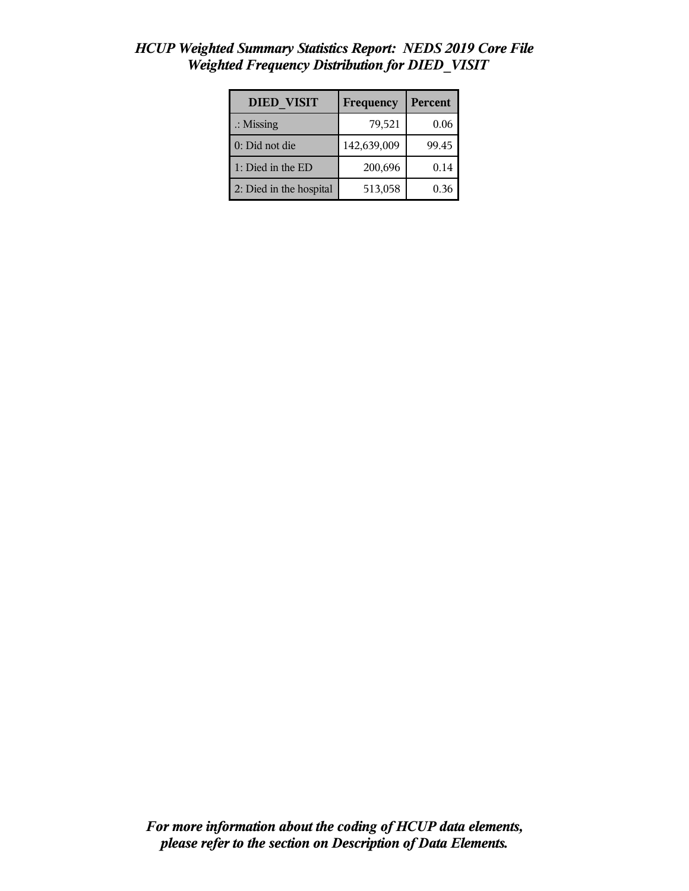*HCUP Weighted Summary Statistics Report: NEDS 2019 Core File*
*Weighted Frequency Distribution for DIED_VISIT*

| DIED_VISIT | Frequency | Percent |
|---|---|---|
| .: Missing | 79,521 | 0.06 |
| 0: Did not die | 142,639,009 | 99.45 |
| 1: Died in the ED | 200,696 | 0.14 |
| 2: Died in the hospital | 513,058 | 0.36 |

***For more information about the coding of HCUP data elements, please refer to the section on Description of Data Elements.***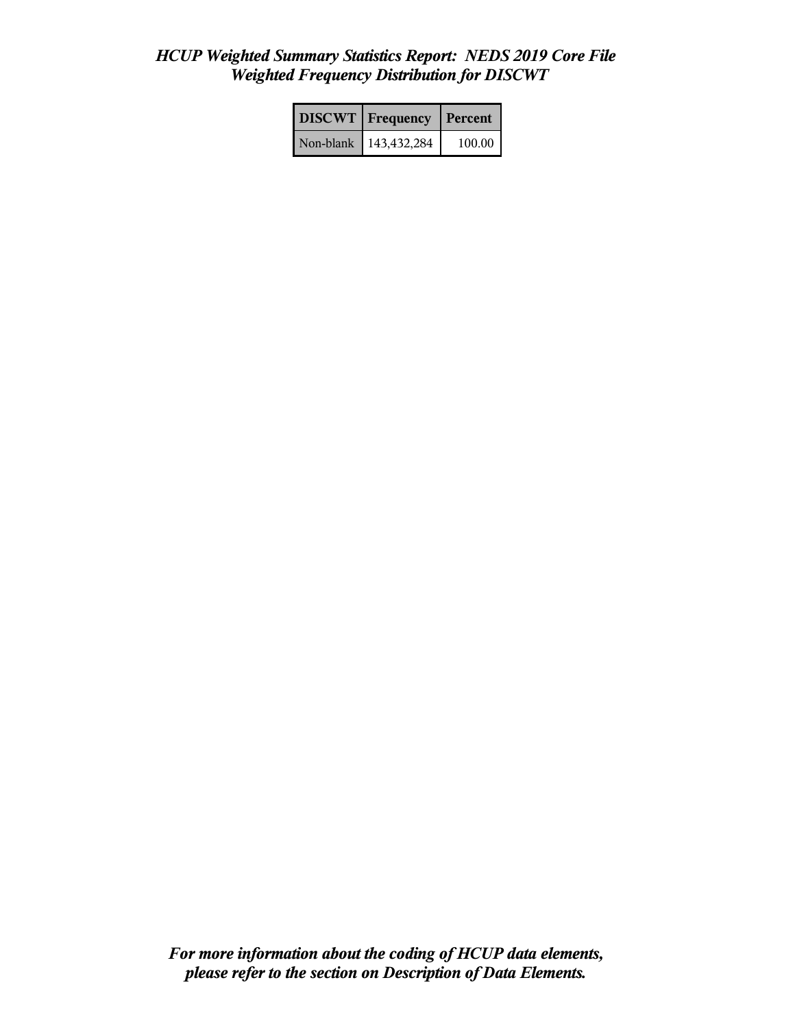*HCUP Weighted Summary Statistics Report: NEDS 2019 Core File*
*Weighted Frequency Distribution for DISCWT*

| DISCWT | Frequency | Percent |
|---|---|---|
| Non-blank | 143,432,284 | 100.00 |

***For more information about the coding of HCUP data elements, please refer to the section on Description of Data Elements.***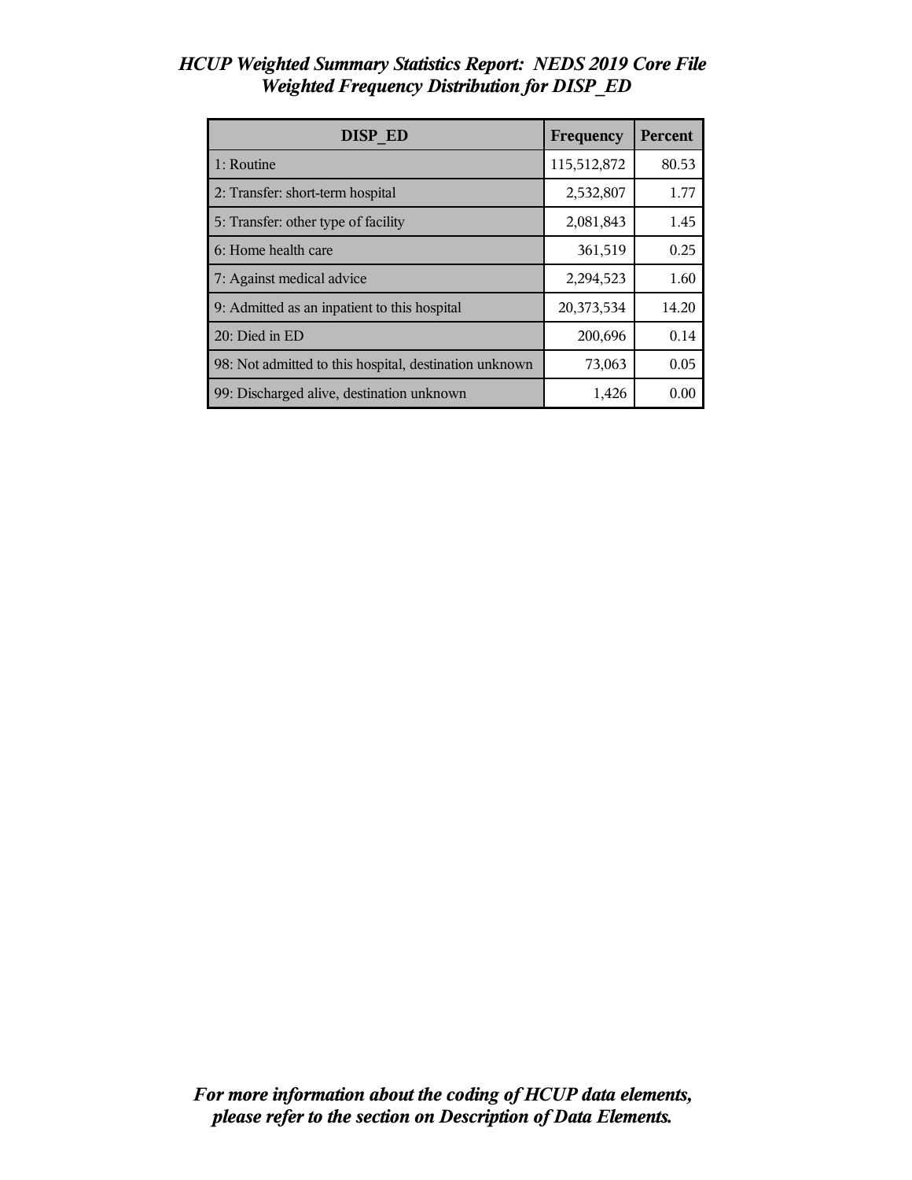*HCUP Weighted Summary Statistics Report: NEDS 2019 Core File*
*Weighted Frequency Distribution for DISP_ED*

| DISP_ED | Frequency | Percent |
|---|---|---|
| 1: Routine | 115,512,872 | 80.53 |
| 2: Transfer: short-term hospital | 2,532,807 | 1.77 |
| 5: Transfer: other type of facility | 2,081,843 | 1.45 |
| 6: Home health care | 361,519 | 0.25 |
| 7: Against medical advice | 2,294,523 | 1.60 |
| 9: Admitted as an inpatient to this hospital | 20,373,534 | 14.20 |
| 20: Died in ED | 200,696 | 0.14 |
| 98: Not admitted to this hospital, destination unknown | 73,063 | 0.05 |
| 99: Discharged alive, destination unknown | 1,426 | 0.00 |

***For more information about the coding of HCUP data elements, please refer to the section on Description of Data Elements.***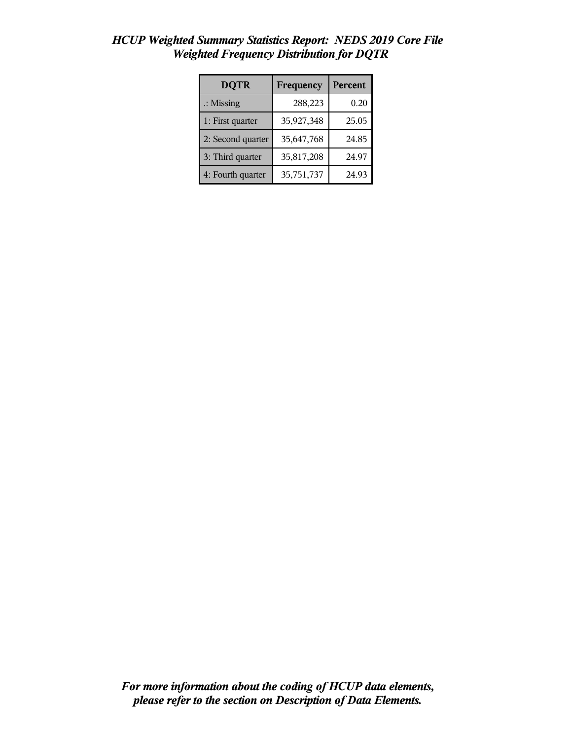# *HCUP Weighted Summary Statistics Report: NEDS 2019 Core File*
## *Weighted Frequency Distribution for DQTR*

| DQTR | Frequency | Percent |
|---|---|---|
| .: Missing | 288,223 | 0.20 |
| 1: First quarter | 35,927,348 | 25.05 |
| 2: Second quarter | 35,647,768 | 24.85 |
| 3: Third quarter | 35,817,208 | 24.97 |
| 4: Fourth quarter | 35,751,737 | 24.93 |

***For more information about the coding of HCUP data elements, please refer to the section on Description of Data Elements.***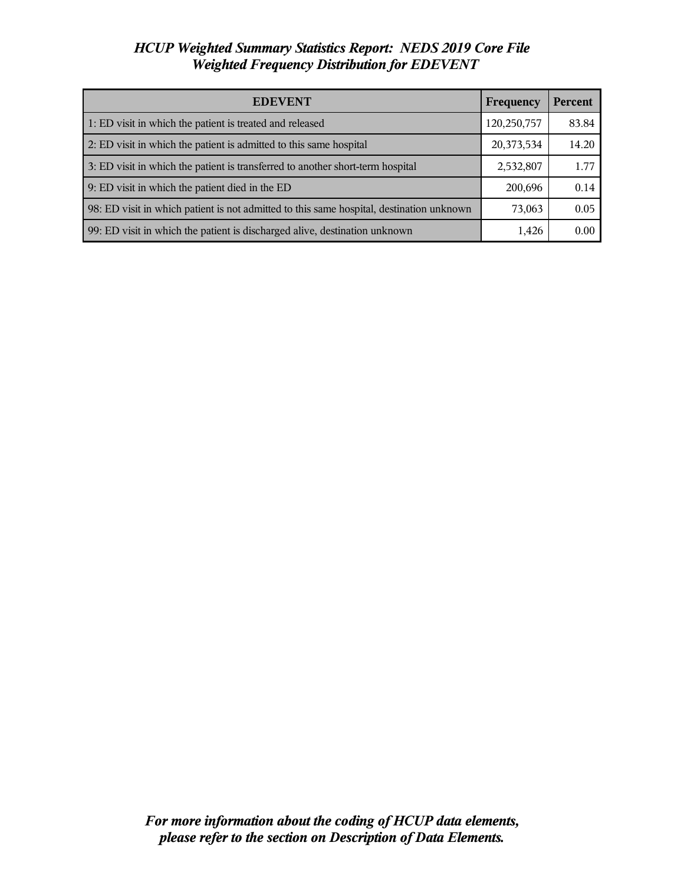# *HCUP Weighted Summary Statistics Report: NEDS 2019 Core File*
## *Weighted Frequency Distribution for EDEVENT*

| EDEVENT | Frequency | Percent |
|---|---|---|
| 1: ED visit in which the patient is treated and released | 120,250,757 | 83.84 |
| 2: ED visit in which the patient is admitted to this same hospital | 20,373,534 | 14.20 |
| 3: ED visit in which the patient is transferred to another short-term hospital | 2,532,807 | 1.77 |
| 9: ED visit in which the patient died in the ED | 200,696 | 0.14 |
| 98: ED visit in which patient is not admitted to this same hospital, destination unknown | 73,063 | 0.05 |
| 99: ED visit in which the patient is discharged alive, destination unknown | 1,426 | 0.00 |

***For more information about the coding of HCUP data elements, please refer to the section on Description of Data Elements.***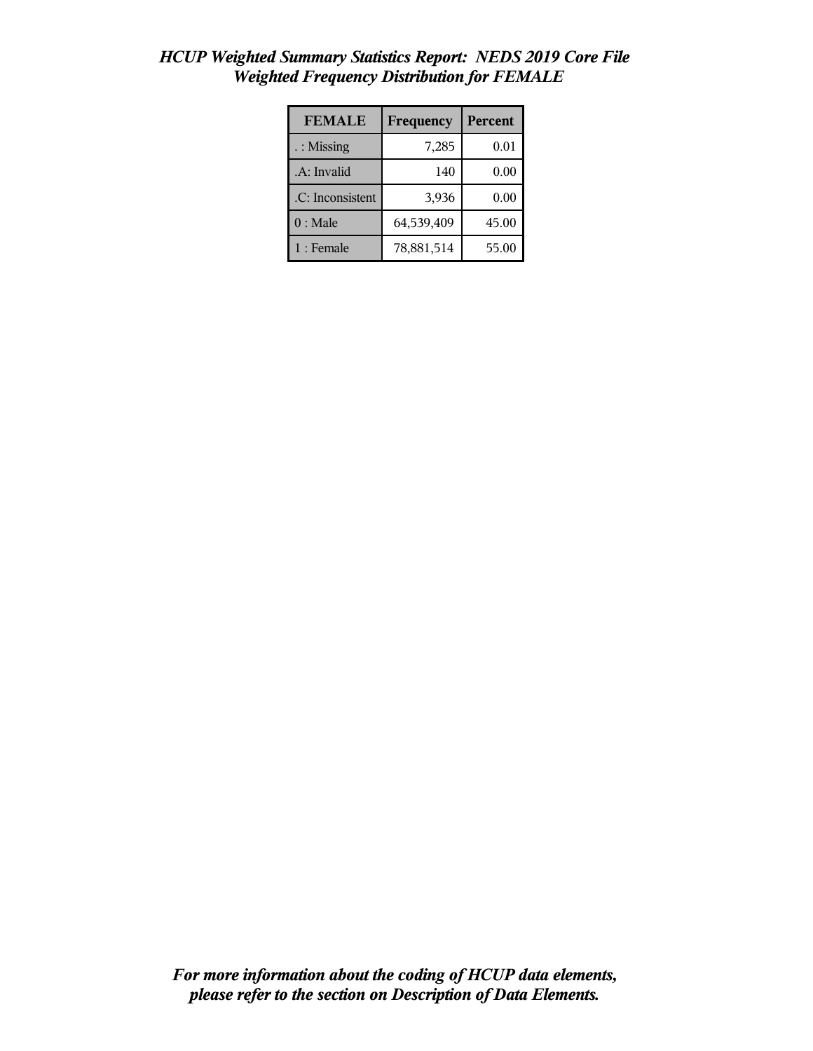# *HCUP Weighted Summary Statistics Report: NEDS 2019 Core File*
## *Weighted Frequency Distribution for FEMALE*

| FEMALE | Frequency | Percent |
|---|---|---|
| . : Missing | 7,285 | 0.01 |
| .A: Invalid | 140 | 0.00 |
| .C: Inconsistent | 3,936 | 0.00 |
| 0 : Male | 64,539,409 | 45.00 |
| 1 : Female | 78,881,514 | 55.00 |

***For more information about the coding of HCUP data elements, please refer to the section on Description of Data Elements.***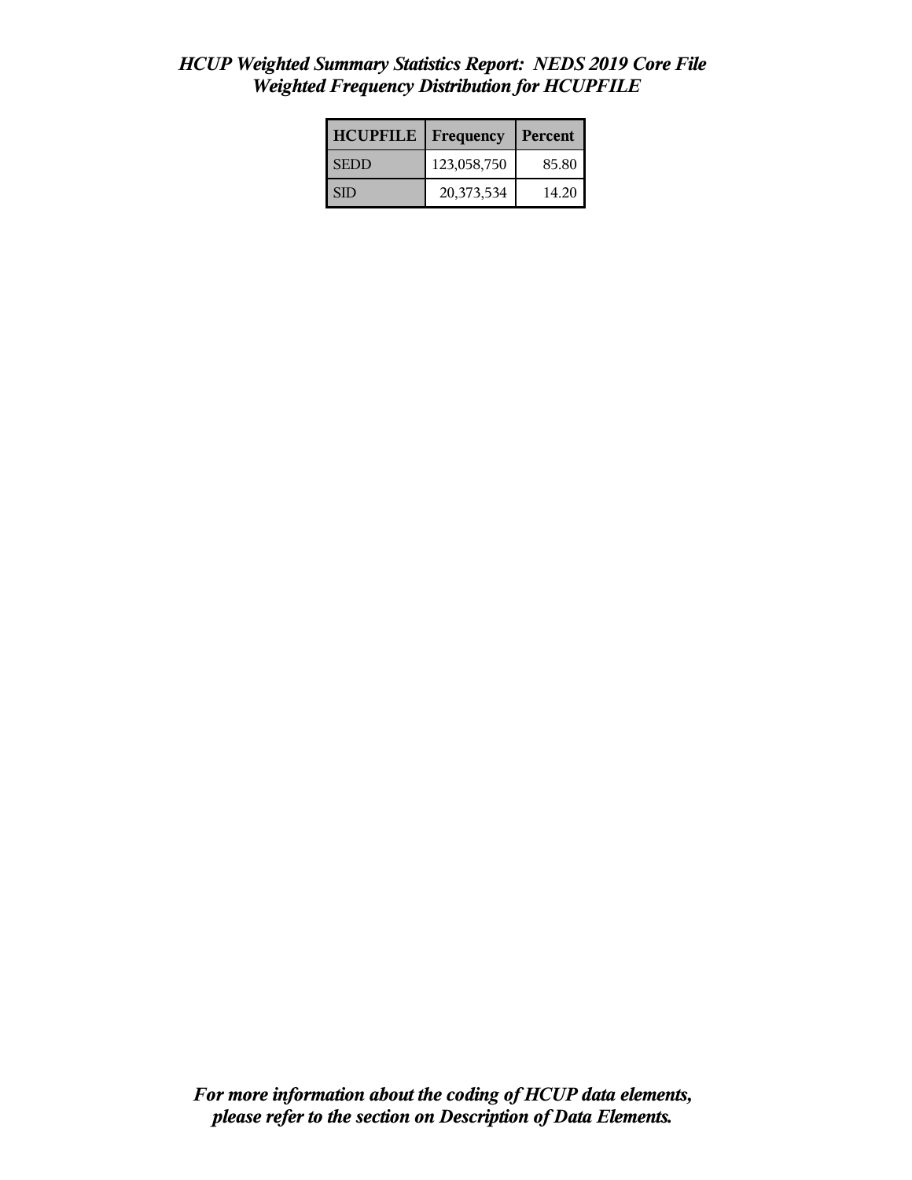*HCUP Weighted Summary Statistics Report: NEDS 2019 Core File*
*Weighted Frequency Distribution for HCUPFILE*

| HCUPFILE | Frequency | Percent |
|---|---|---|
| SEDD | 123,058,750 | 85.80 |
| SID | 20,373,534 | 14.20 |

***For more information about the coding of HCUP data elements, please refer to the section on Description of Data Elements.***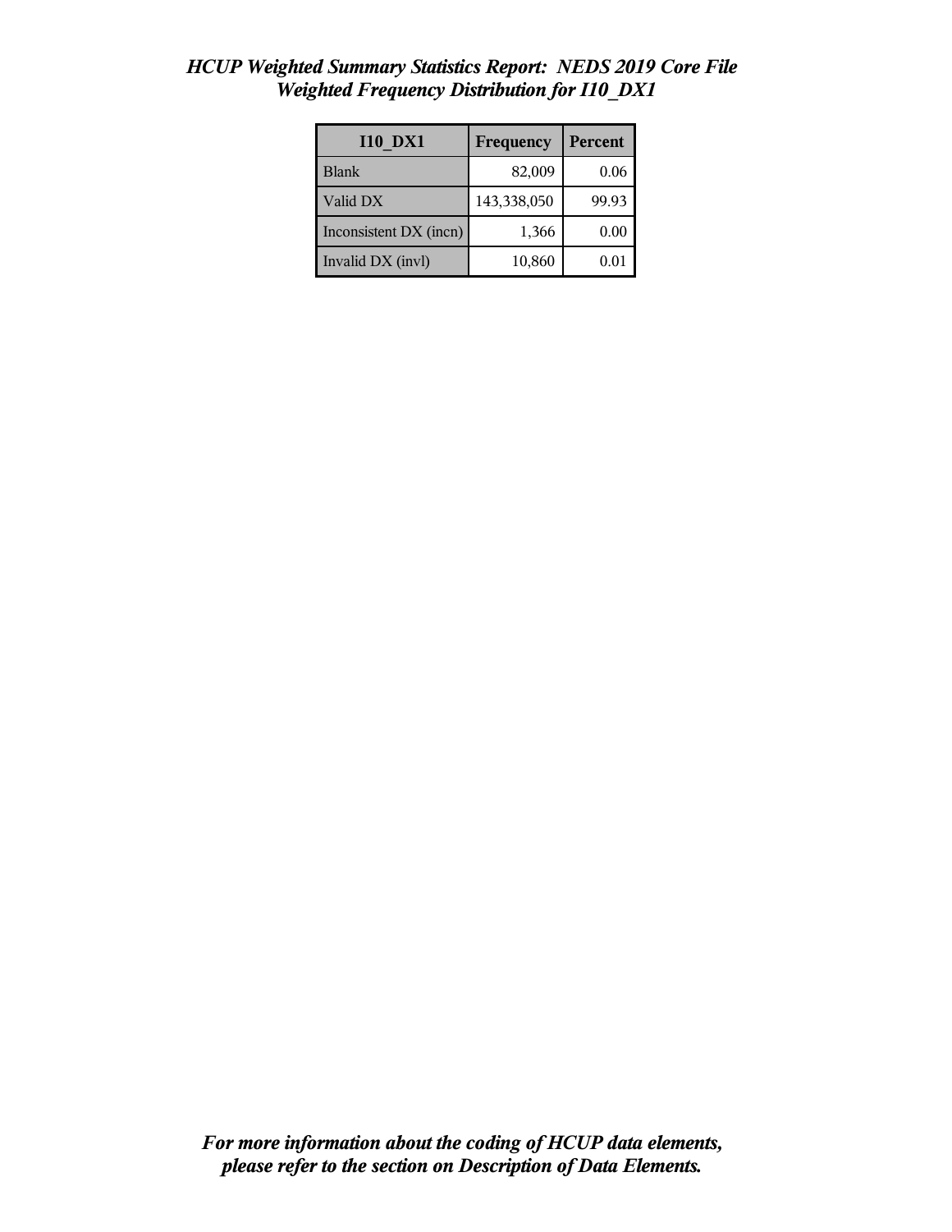*HCUP Weighted Summary Statistics Report: NEDS 2019 Core File*
*Weighted Frequency Distribution for I10_DX1*

| I10_DX1 | Frequency | Percent |
|---|---|---|
| Blank | 82,009 | 0.06 |
| Valid DX | 143,338,050 | 99.93 |
| Inconsistent DX (incn) | 1,366 | 0.00 |
| Invalid DX (invl) | 10,860 | 0.01 |

*For more information about the coding of HCUP data elements, please refer to the section on Description of Data Elements.*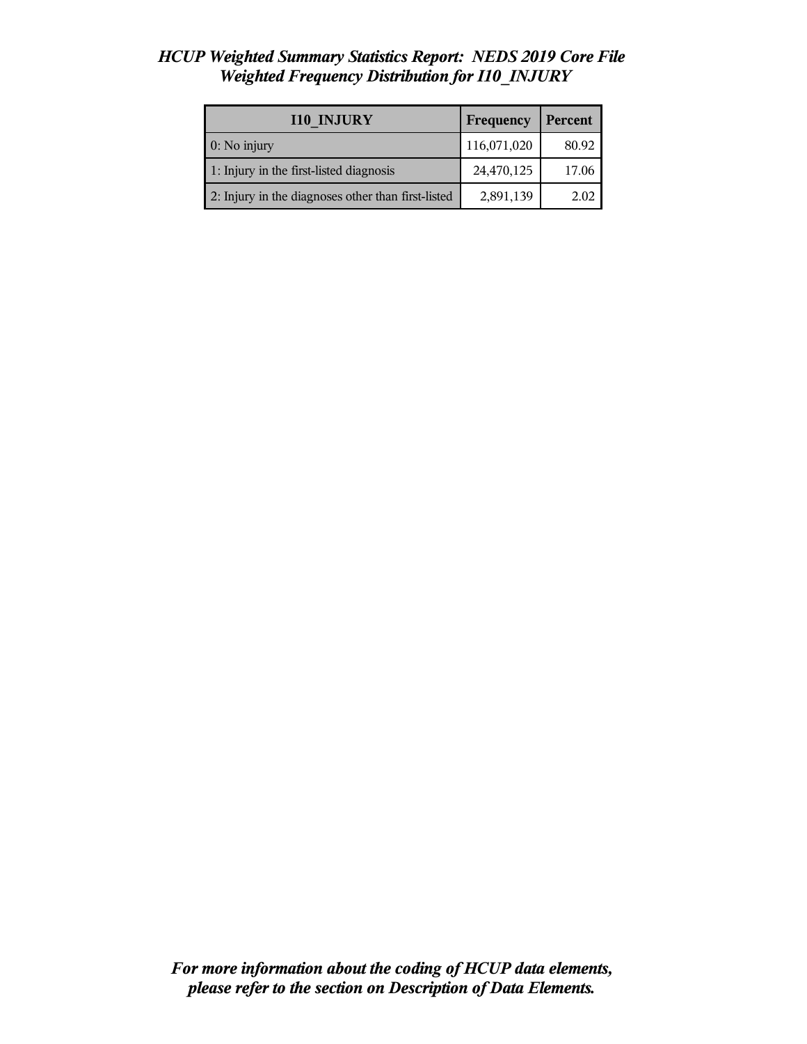# *HCUP Weighted Summary Statistics Report: NEDS 2019 Core File*
## *Weighted Frequency Distribution for I10_INJURY*

| I10_INJURY | Frequency | Percent |
|---|---|---|
| 0: No injury | 116,071,020 | 80.92 |
| 1: Injury in the first-listed diagnosis | 24,470,125 | 17.06 |
| 2: Injury in the diagnoses other than first-listed | 2,891,139 | 2.02 |

***For more information about the coding of HCUP data elements, please refer to the section on Description of Data Elements.***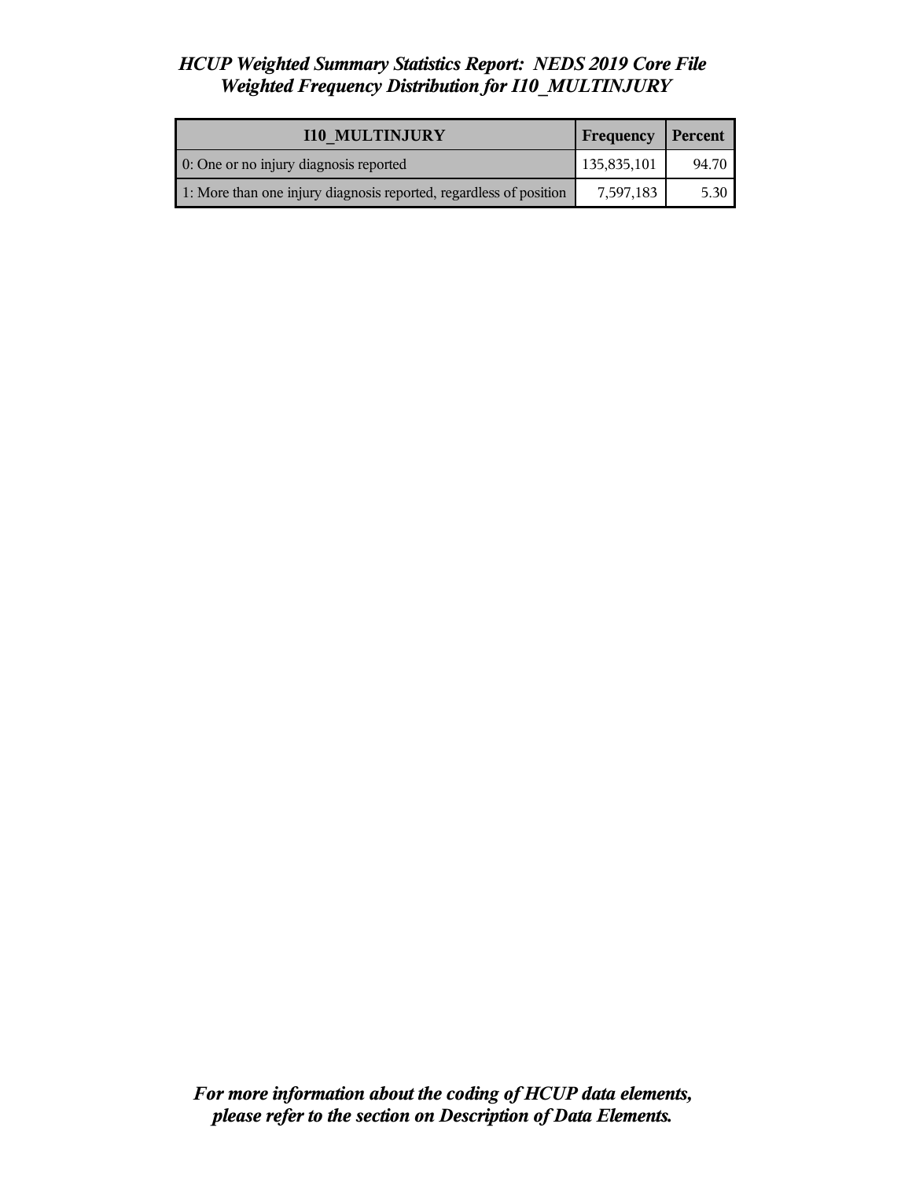*HCUP Weighted Summary Statistics Report: NEDS 2019 Core File*
*Weighted Frequency Distribution for I10_MULTINJURY*

| I10_MULTINJURY | Frequency | Percent |
|---|---|---|
| 0: One or no injury diagnosis reported | 135,835,101 | 94.70 |
| 1: More than one injury diagnosis reported, regardless of position | 7,597,183 | 5.30 |

***For more information about the coding of HCUP data elements, please refer to the section on Description of Data Elements.***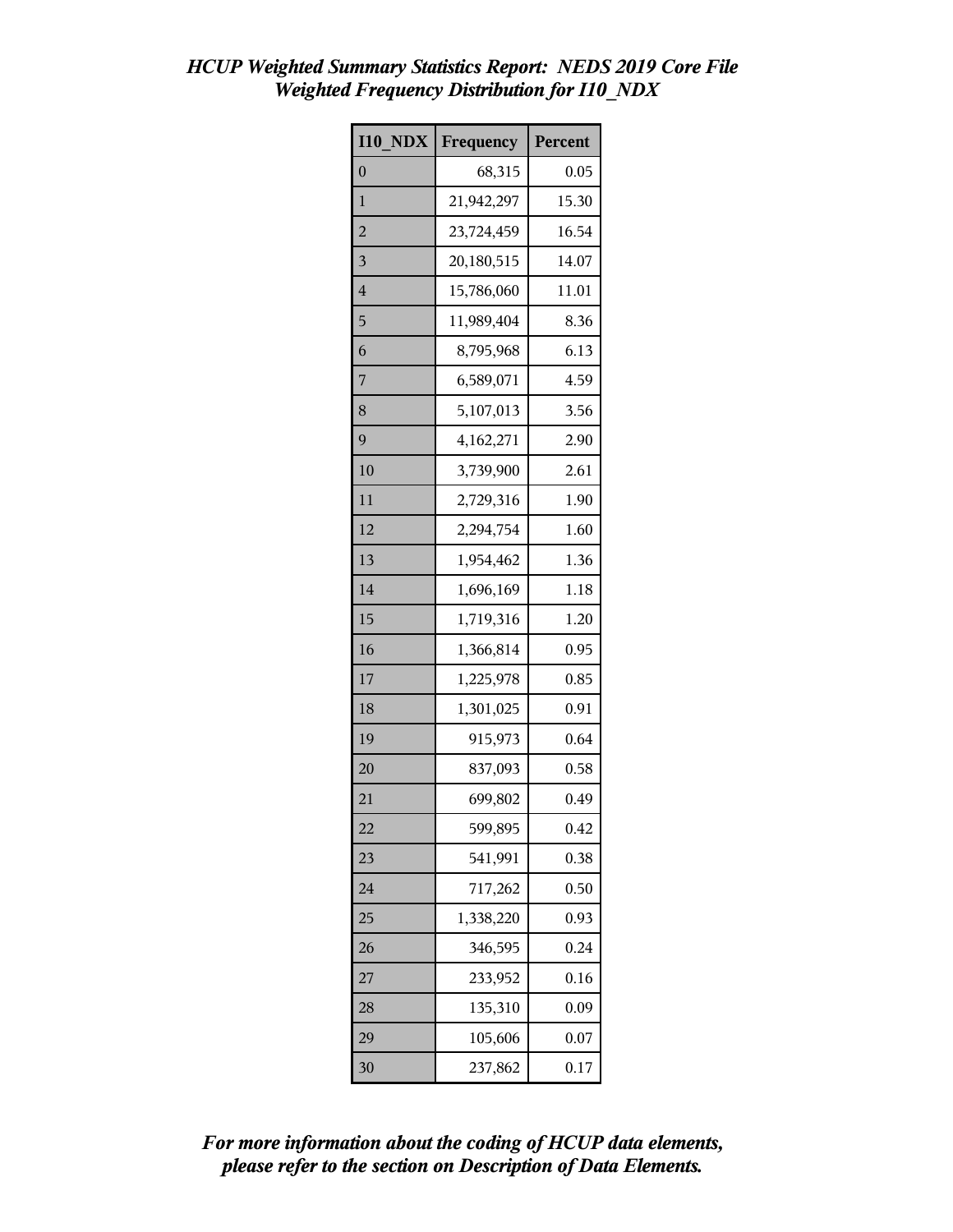# *HCUP Weighted Summary Statistics Report: NEDS 2019 Core File*
## *Weighted Frequency Distribution for I10_NDX*

| I10_NDX | Frequency | Percent |
|---|---|---|
| 0 | 68,315 | 0.05 |
| 1 | 21,942,297 | 15.30 |
| 2 | 23,724,459 | 16.54 |
| 3 | 20,180,515 | 14.07 |
| 4 | 15,786,060 | 11.01 |
| 5 | 11,989,404 | 8.36 |
| 6 | 8,795,968 | 6.13 |
| 7 | 6,589,071 | 4.59 |
| 8 | 5,107,013 | 3.56 |
| 9 | 4,162,271 | 2.90 |
| 10 | 3,739,900 | 2.61 |
| 11 | 2,729,316 | 1.90 |
| 12 | 2,294,754 | 1.60 |
| 13 | 1,954,462 | 1.36 |
| 14 | 1,696,169 | 1.18 |
| 15 | 1,719,316 | 1.20 |
| 16 | 1,366,814 | 0.95 |
| 17 | 1,225,978 | 0.85 |
| 18 | 1,301,025 | 0.91 |
| 19 | 915,973 | 0.64 |
| 20 | 837,093 | 0.58 |
| 21 | 699,802 | 0.49 |
| 22 | 599,895 | 0.42 |
| 23 | 541,991 | 0.38 |
| 24 | 717,262 | 0.50 |
| 25 | 1,338,220 | 0.93 |
| 26 | 346,595 | 0.24 |
| 27 | 233,952 | 0.16 |
| 28 | 135,310 | 0.09 |
| 29 | 105,606 | 0.07 |
| 30 | 237,862 | 0.17 |

***For more information about the coding of HCUP data elements, please refer to the section on Description of Data Elements.***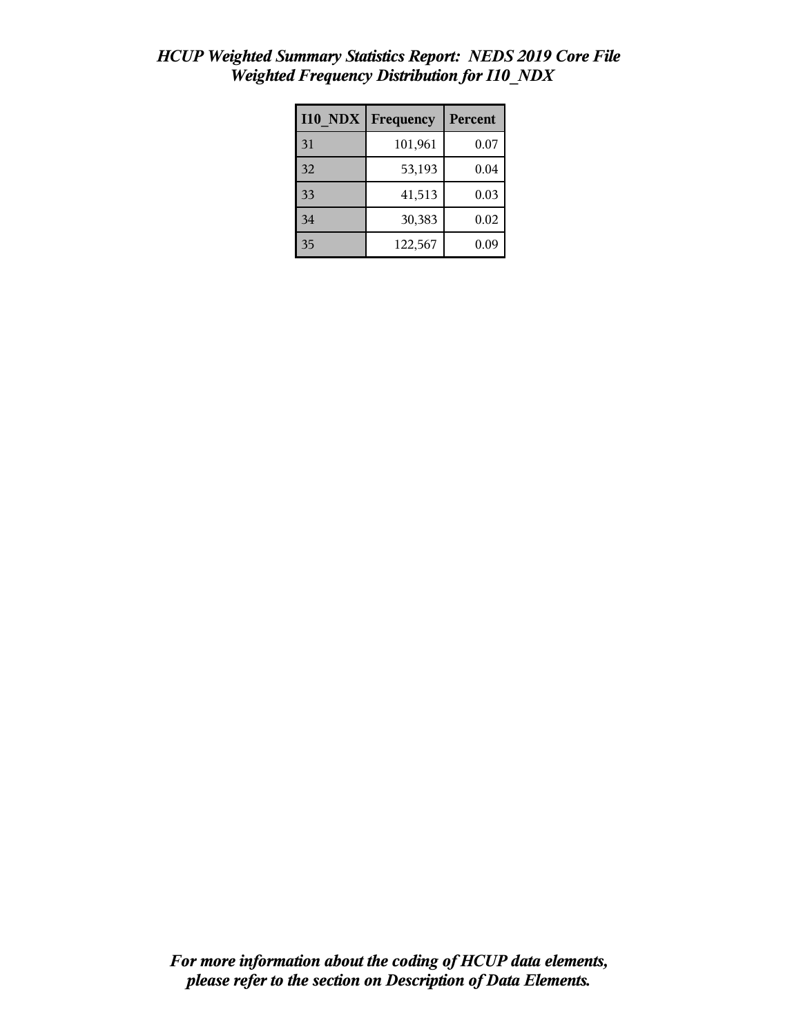*HCUP Weighted Summary Statistics Report: NEDS 2019 Core File*
*Weighted Frequency Distribution for I10_NDX*

| I10_NDX | Frequency | Percent |
|---|---|---|
| 31 | 101,961 | 0.07 |
| 32 | 53,193 | 0.04 |
| 33 | 41,513 | 0.03 |
| 34 | 30,383 | 0.02 |
| 35 | 122,567 | 0.09 |

*For more information about the coding of HCUP data elements, please refer to the section on Description of Data Elements.*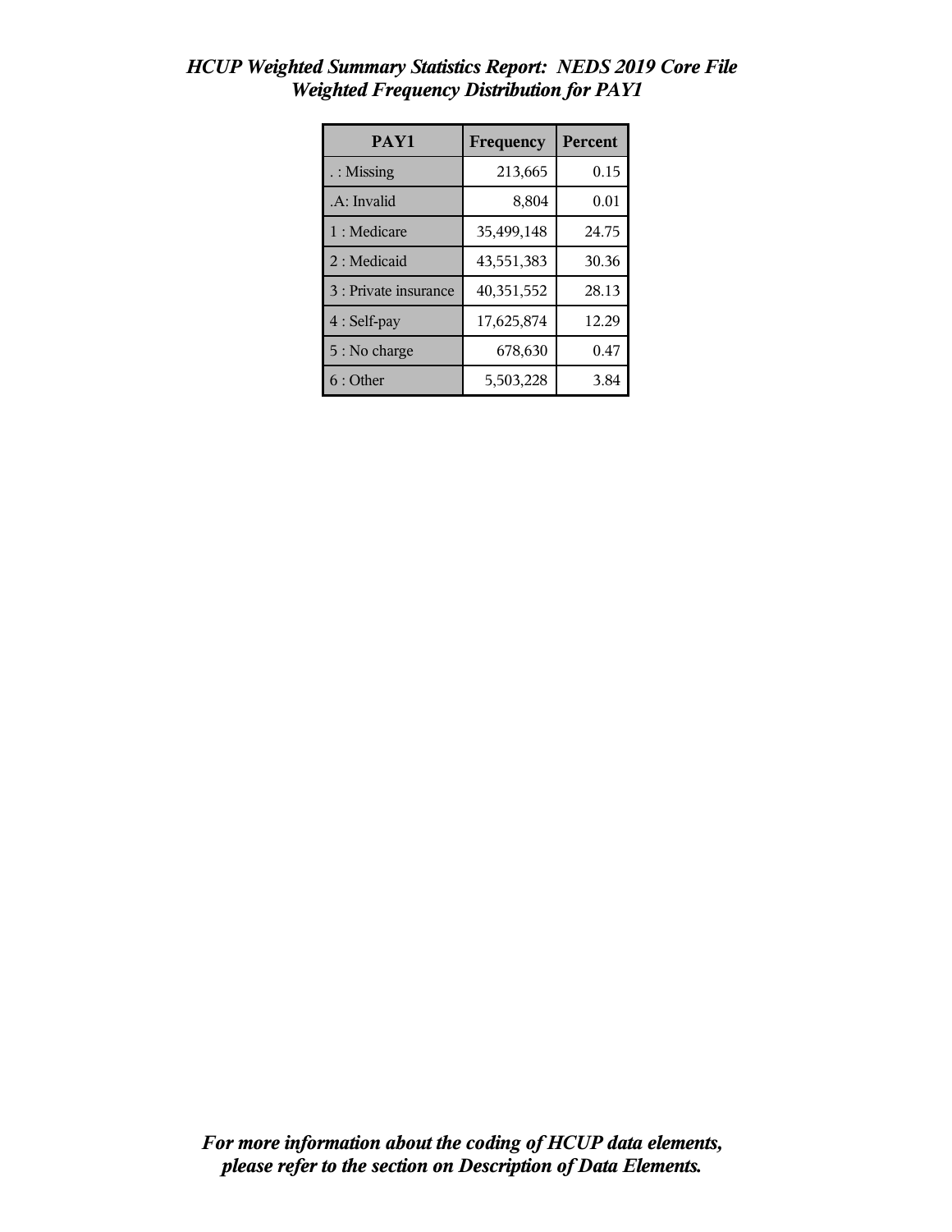# *HCUP Weighted Summary Statistics Report: NEDS 2019 Core File*
## *Weighted Frequency Distribution for PAY1*

| PAY1 | Frequency | Percent |
|---|---|---|
| . : Missing | 213,665 | 0.15 |
| .A: Invalid | 8,804 | 0.01 |
| 1 : Medicare | 35,499,148 | 24.75 |
| 2 : Medicaid | 43,551,383 | 30.36 |
| 3 : Private insurance | 40,351,552 | 28.13 |
| 4 : Self-pay | 17,625,874 | 12.29 |
| 5 : No charge | 678,630 | 0.47 |
| 6 : Other | 5,503,228 | 3.84 |

***For more information about the coding of HCUP data elements, please refer to the section on Description of Data Elements.***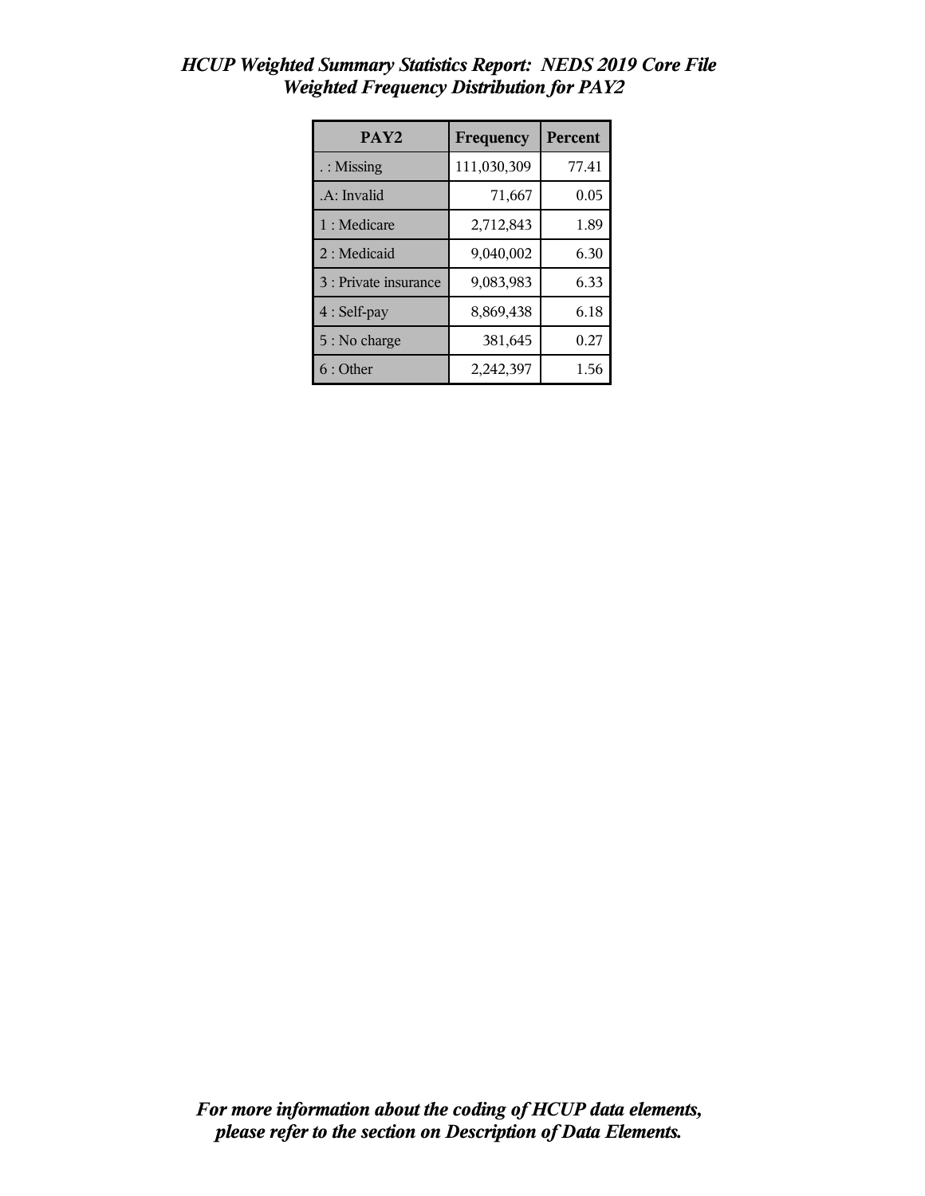# *HCUP Weighted Summary Statistics Report: NEDS 2019 Core File*
## *Weighted Frequency Distribution for PAY2*

| PAY2 | Frequency | Percent |
|---|---|---|
| . : Missing | 111,030,309 | 77.41 |
| .A: Invalid | 71,667 | 0.05 |
| 1 : Medicare | 2,712,843 | 1.89 |
| 2 : Medicaid | 9,040,002 | 6.30 |
| 3 : Private insurance | 9,083,983 | 6.33 |
| 4 : Self-pay | 8,869,438 | 6.18 |
| 5 : No charge | 381,645 | 0.27 |
| 6 : Other | 2,242,397 | 1.56 |

***For more information about the coding of HCUP data elements, please refer to the section on Description of Data Elements.***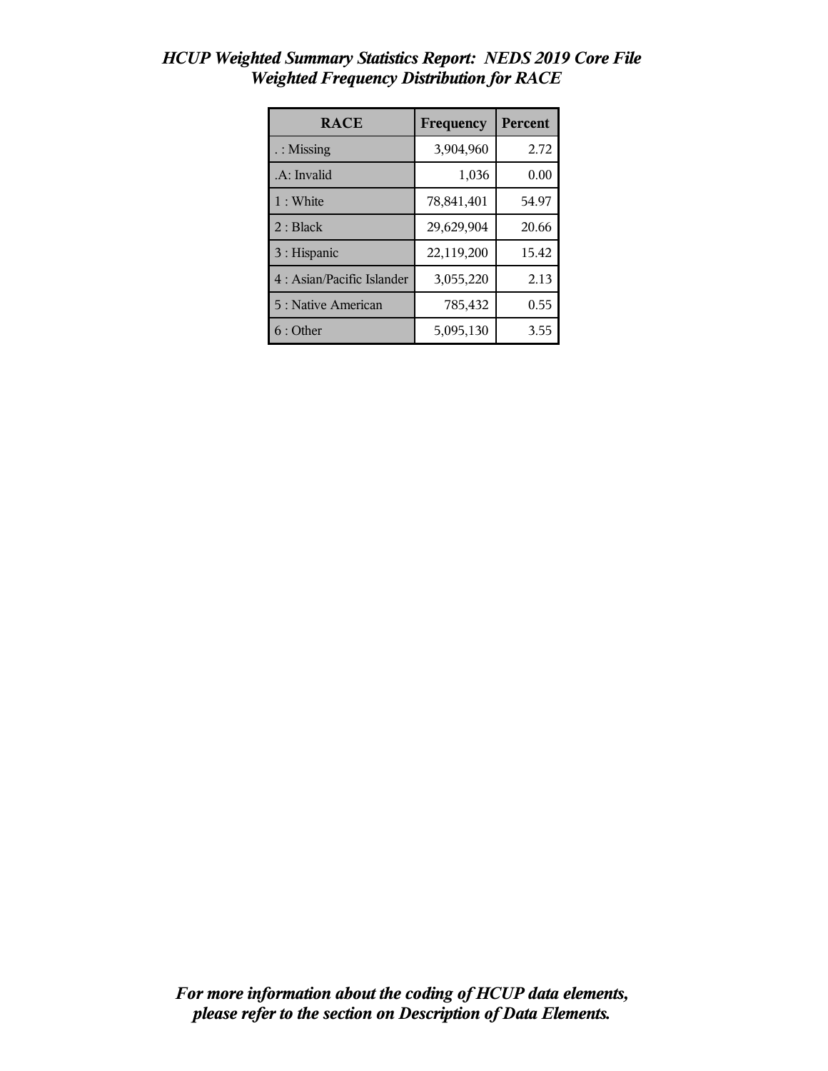# *HCUP Weighted Summary Statistics Report: NEDS 2019 Core File*
## *Weighted Frequency Distribution for RACE*

| RACE | Frequency | Percent |
|---|---|---|
| . : Missing | 3,904,960 | 2.72 |
| .A: Invalid | 1,036 | 0.00 |
| 1 : White | 78,841,401 | 54.97 |
| 2 : Black | 29,629,904 | 20.66 |
| 3 : Hispanic | 22,119,200 | 15.42 |
| 4 : Asian/Pacific Islander | 3,055,220 | 2.13 |
| 5 : Native American | 785,432 | 0.55 |
| 6 : Other | 5,095,130 | 3.55 |

***For more information about the coding of HCUP data elements, please refer to the section on Description of Data Elements.***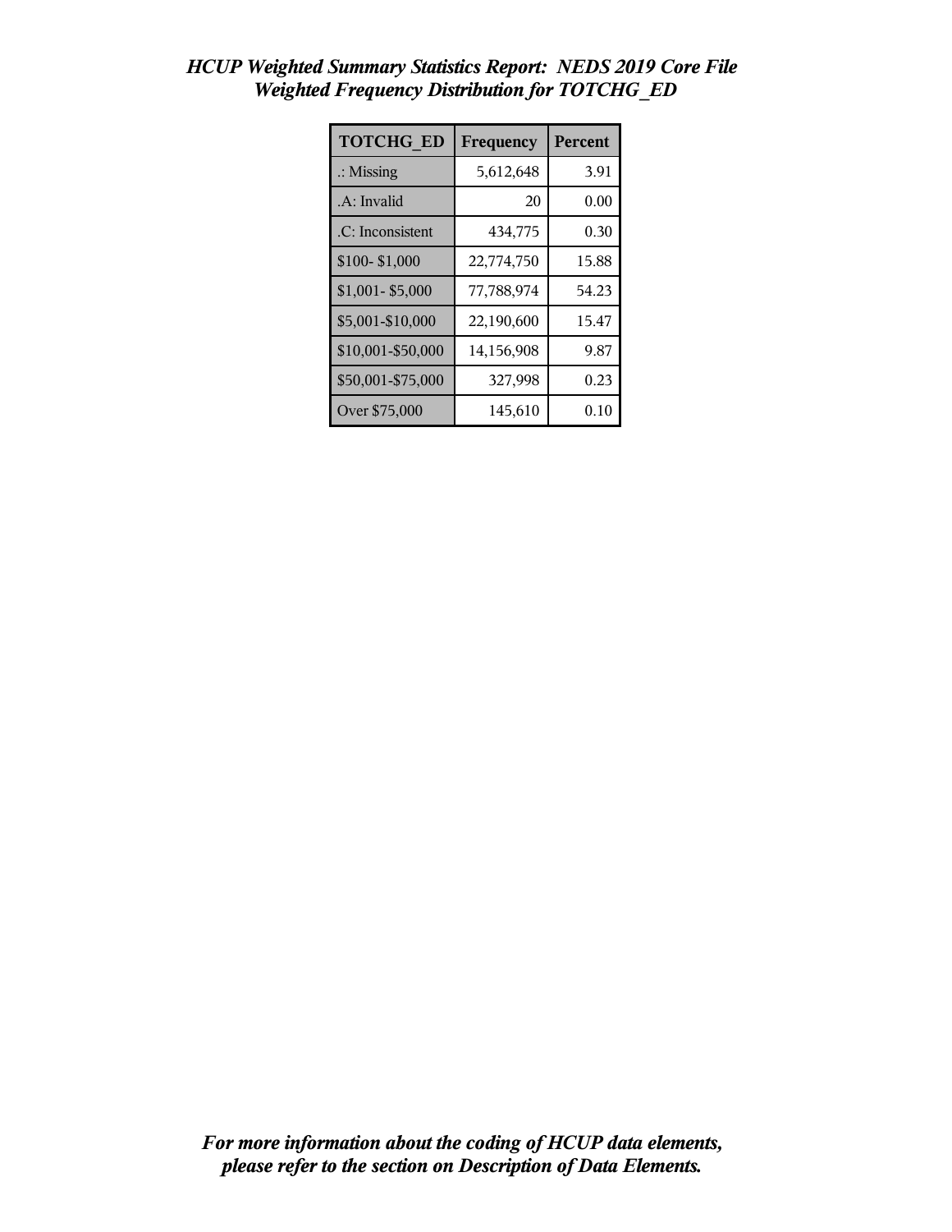*HCUP Weighted Summary Statistics Report: NEDS 2019 Core File*
*Weighted Frequency Distribution for TOTCHG_ED*

| TOTCHG_ED | Frequency | Percent |
|---|---|---|
| .: Missing | 5,612,648 | 3.91 |
| .A: Invalid | 20 | 0.00 |
| .C: Inconsistent | 434,775 | 0.30 |
| $100- $1,000 | 22,774,750 | 15.88 |
| $1,001- $5,000 | 77,788,974 | 54.23 |
| $5,001-$10,000 | 22,190,600 | 15.47 |
| $10,001-$50,000 | 14,156,908 | 9.87 |
| $50,001-$75,000 | 327,998 | 0.23 |
| Over $75,000 | 145,610 | 0.10 |

***For more information about the coding of HCUP data elements, please refer to the section on Description of Data Elements.***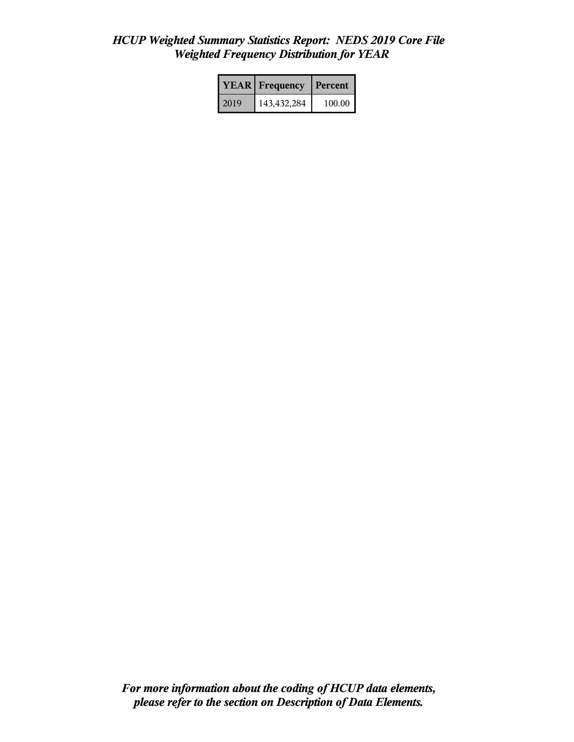# *HCUP Weighted Summary Statistics Report: NEDS 2019 Core File*
## *Weighted Frequency Distribution for YEAR*

| YEAR | Frequency | Percent |
|---|---|---|
| 2019 | 143,432,284 | 100.00 |

***For more information about the coding of HCUP data elements, please refer to the section on Description of Data Elements.***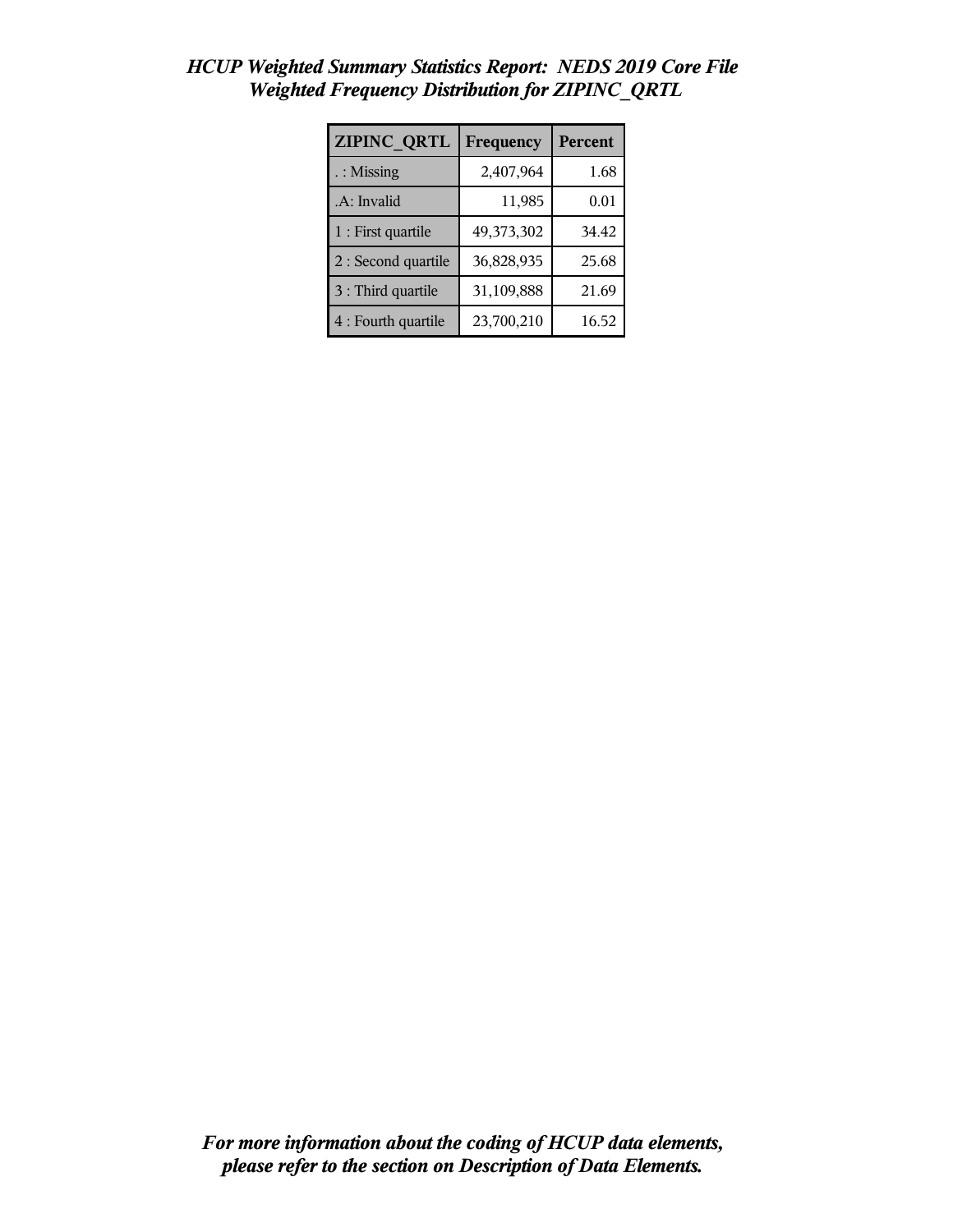# *HCUP Weighted Summary Statistics Report: NEDS 2019 Core File*
## *Weighted Frequency Distribution for ZIPINC_QRTL*

| ZIPINC_QRTL | Frequency | Percent |
|---|---|---|
| . : Missing | 2,407,964 | 1.68 |
| .A: Invalid | 11,985 | 0.01 |
| 1 : First quartile | 49,373,302 | 34.42 |
| 2 : Second quartile | 36,828,935 | 25.68 |
| 3 : Third quartile | 31,109,888 | 21.69 |
| 4 : Fourth quartile | 23,700,210 | 16.52 |

***For more information about the coding of HCUP data elements, please refer to the section on Description of Data Elements.***